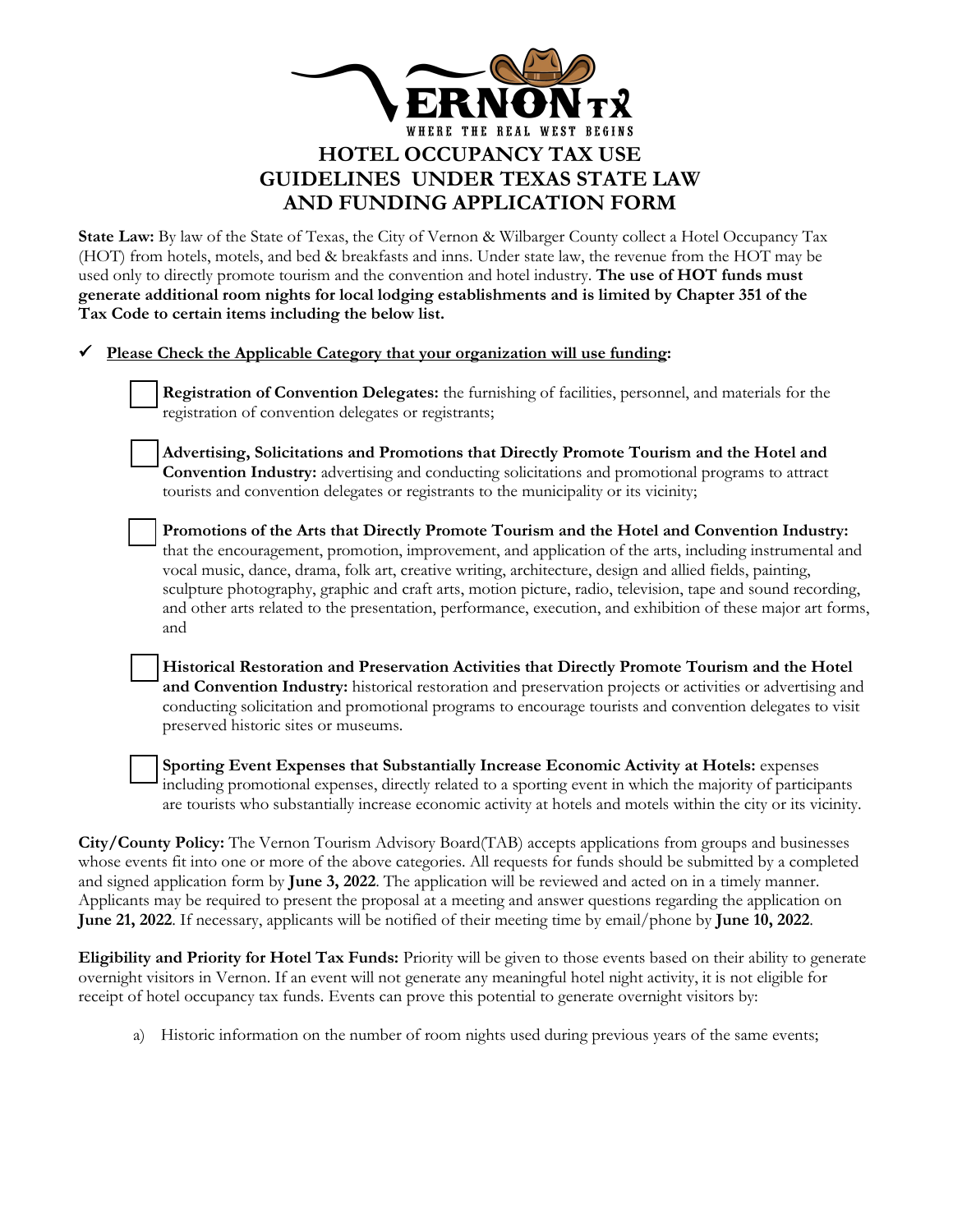VERNON TX
WHERE THE REAL WEST BEGINS

# HOTEL OCCUPANCY TAX USE GUIDELINES UNDER TEXAS STATE LAW AND FUNDING APPLICATION FORM

**State Law:** By law of the State of Texas, the City of Vernon & Wilbarger County collect a Hotel Occupancy Tax (HOT) from hotels, motels, and bed & breakfasts and inns. Under state law, the revenue from the HOT may be used only to directly promote tourism and the convention and hotel industry. **The use of HOT funds must generate additional room nights for local lodging establishments and is limited by Chapter 351 of the Tax Code to certain items including the below list.**

✓ **Please Check the Applicable Category that your organization will use funding:**

- ☐ **Registration of Convention Delegates:** the furnishing of facilities, personnel, and materials for the registration of convention delegates or registrants;

- ☐ **Advertising, Solicitations and Promotions that Directly Promote Tourism and the Hotel and Convention Industry:** advertising and conducting solicitations and promotional programs to attract tourists and convention delegates or registrants to the municipality or its vicinity;

- ☐ **Promotions of the Arts that Directly Promote Tourism and the Hotel and Convention Industry:** that the encouragement, promotion, improvement, and application of the arts, including instrumental and vocal music, dance, drama, folk art, creative writing, architecture, design and allied fields, painting, sculpture photography, graphic and craft arts, motion picture, radio, television, tape and sound recording, and other arts related to the presentation, performance, execution, and exhibition of these major art forms, and

- ☐ **Historical Restoration and Preservation Activities that Directly Promote Tourism and the Hotel and Convention Industry:** historical restoration and preservation projects or activities or advertising and conducting solicitation and promotional programs to encourage tourists and convention delegates to visit preserved historic sites or museums.

- ☐ **Sporting Event Expenses that Substantially Increase Economic Activity at Hotels:** expenses including promotional expenses, directly related to a sporting event in which the majority of participants are tourists who substantially increase economic activity at hotels and motels within the city or its vicinity.

**City/County Policy:** The Vernon Tourism Advisory Board(TAB) accepts applications from groups and businesses whose events fit into one or more of the above categories. All requests for funds should be submitted by a completed and signed application form by **June 3, 2022**. The application will be reviewed and acted on in a timely manner. Applicants may be required to present the proposal at a meeting and answer questions regarding the application on **June 21, 2022**. If necessary, applicants will be notified of their meeting time by email/phone by **June 10, 2022**.

**Eligibility and Priority for Hotel Tax Funds:** Priority will be given to those events based on their ability to generate overnight visitors in Vernon. If an event will not generate any meaningful hotel night activity, it is not eligible for receipt of hotel occupancy tax funds. Events can prove this potential to generate overnight visitors by:

a) Historic information on the number of room nights used during previous years of the same events;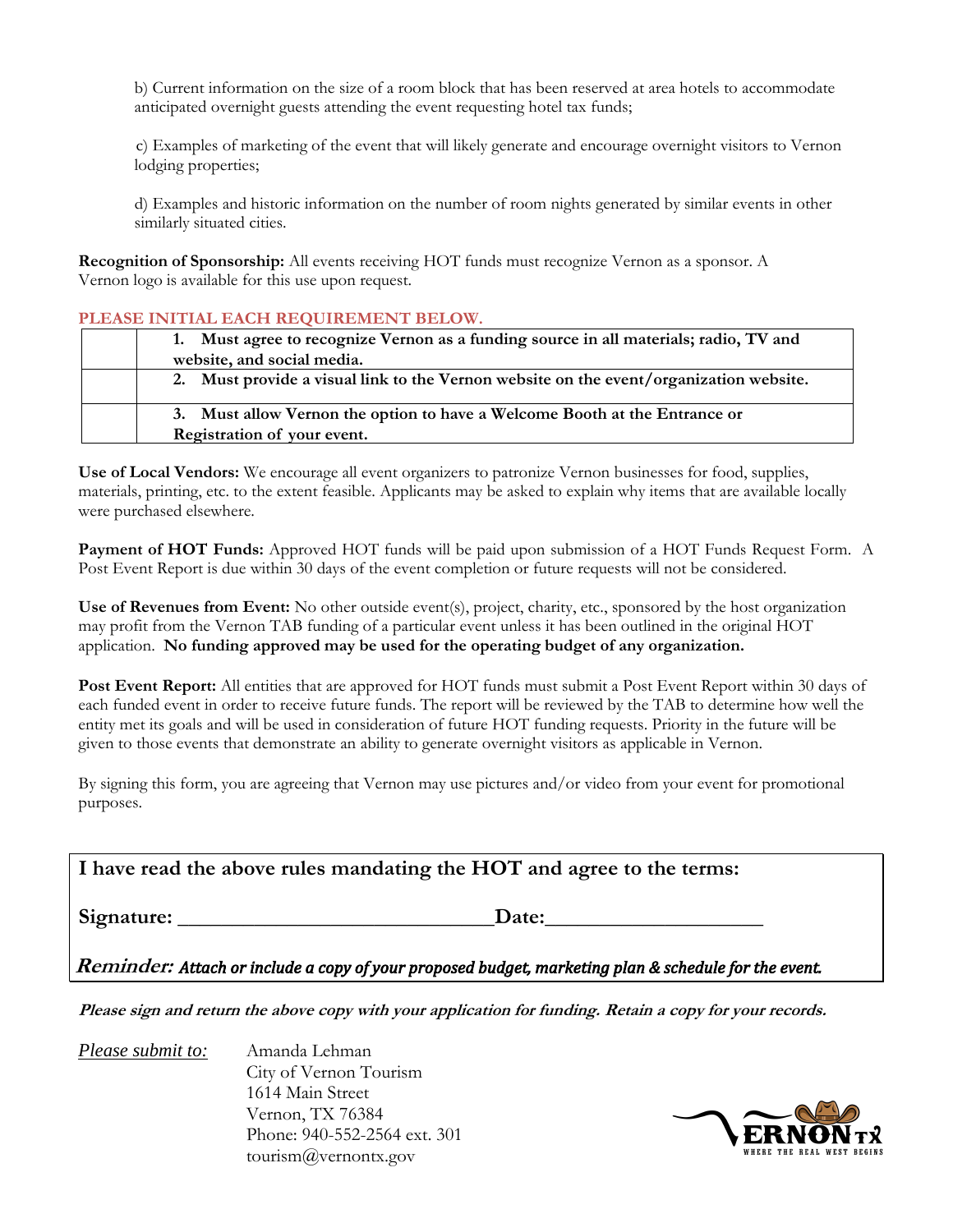b) Current information on the size of a room block that has been reserved at area hotels to accommodate anticipated overnight guests attending the event requesting hotel tax funds;

c) Examples of marketing of the event that will likely generate and encourage overnight visitors to Vernon lodging properties;

d) Examples and historic information on the number of room nights generated by similar events in other similarly situated cities.

**Recognition of Sponsorship:** All events receiving HOT funds must recognize Vernon as a sponsor. A Vernon logo is available for this use upon request.

**PLEASE INITIAL EACH REQUIREMENT BELOW.**

| | |
|---|---|
| | **1. Must agree to recognize Vernon as a funding source in all materials; radio, TV and website, and social media.** |
| | **2. Must provide a visual link to the Vernon website on the event/organization website.** |
| | **3. Must allow Vernon the option to have a Welcome Booth at the Entrance or Registration of your event.** |

**Use of Local Vendors:** We encourage all event organizers to patronize Vernon businesses for food, supplies, materials, printing, etc. to the extent feasible. Applicants may be asked to explain why items that are available locally were purchased elsewhere.

**Payment of HOT Funds:** Approved HOT funds will be paid upon submission of a HOT Funds Request Form. A Post Event Report is due within 30 days of the event completion or future requests will not be considered.

**Use of Revenues from Event:** No other outside event(s), project, charity, etc., sponsored by the host organization may profit from the Vernon TAB funding of a particular event unless it has been outlined in the original HOT application. **No funding approved may be used for the operating budget of any organization.**

**Post Event Report:** All entities that are approved for HOT funds must submit a Post Event Report within 30 days of each funded event in order to receive future funds. The report will be reviewed by the TAB to determine how well the entity met its goals and will be used in consideration of future HOT funding requests. Priority in the future will be given to those events that demonstrate an ability to generate overnight visitors as applicable in Vernon.

By signing this form, you are agreeing that Vernon may use pictures and/or video from your event for promotional purposes.

**I have read the above rules mandating the HOT and agree to the terms:**

**Signature: ______________________________Date:____________________**

***Reminder:*** ***Attach or include a copy of your proposed budget, marketing plan & schedule for the event.***

***Please sign and return the above copy with your application for funding. Retain a copy for your records.***

*Please submit to:*

Amanda Lehman
City of Vernon Tourism
1614 Main Street
Vernon, TX 76384
Phone: 940-552-2564 ext. 301
tourism@vernontx.gov

VERNON TX
WHERE THE REAL WEST BEGINS